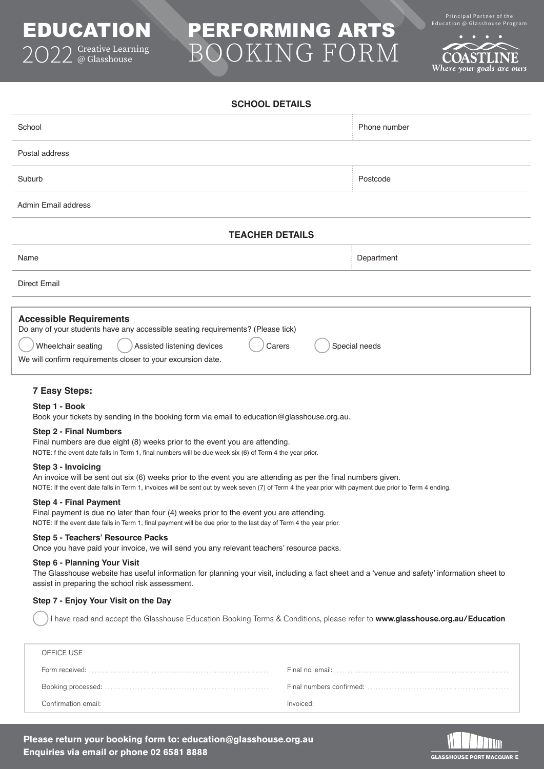# EDUCATION 2022 Creative Learning @ Glasshouse

# PERFORMING ARTS BOOKING FORM

Principal Partner of the Education @ Glasshouse Program

COASTLINE *Where your goals are ours*

## SCHOOL DETAILS

| School | Phone number |
|---|---|
| Postal address | |
| Suburb | Postcode |
| Admin Email address | |

## TEACHER DETAILS

| Name | Department |
|---|---|
| Direct Email | |

**Accessible Requirements**
Do any of your students have any accessible seating requirements? (Please tick)

- ◯ Wheelchair seating
- ◯ Assisted listening devices
- ◯ Carers
- ◯ Special needs

We will confirm requirements closer to your excursion date.

### 7 Easy Steps:

**Step 1 - Book**
Book your tickets by sending in the booking form via email to education@glasshouse.org.au.

**Step 2 - Final Numbers**
Final numbers are due eight (8) weeks prior to the event you are attending.
NOTE: f the event date falls in Term 1, final numbers will be due week six (6) of Term 4 the year prior.

**Step 3 - Invoicing**
An invoice will be sent out six (6) weeks prior to the event you are attending as per the final numbers given.
NOTE: If the event date falls in Term 1, invoices will be sent out by week seven (7) of Term 4 the year prior with payment due prior to Term 4 ending.

**Step 4 - Final Payment**
Final payment is due no later than four (4) weeks prior to the event you are attending.
NOTE: If the event date falls in Term 1, final payment will be due prior to the last day of Term 4 the year prior.

**Step 5 - Teachers' Resource Packs**
Once you have paid your invoice, we will send you any relevant teachers' resource packs.

**Step 6 - Planning Your Visit**
The Glasshouse website has useful information for planning your visit, including a fact sheet and a 'venue and safety' information sheet to assist in preparing the school risk assessment.

**Step 7 - Enjoy Your Visit on the Day**

◯ I have read and accept the Glasshouse Education Booking Terms & Conditions, please refer to **www.glasshouse.org.au/Education**

OFFICE USE

| | |
|---|---|
| Form received: | Final no. email: |
| Booking processed: | Final numbers confirmed: |
| Confirmation email: | Invoiced: |

**Please return your booking form to: education@glasshouse.org.au**
**Enquiries via email or phone 02 6581 8888**

GLASSHOUSE PORT MACQUARIE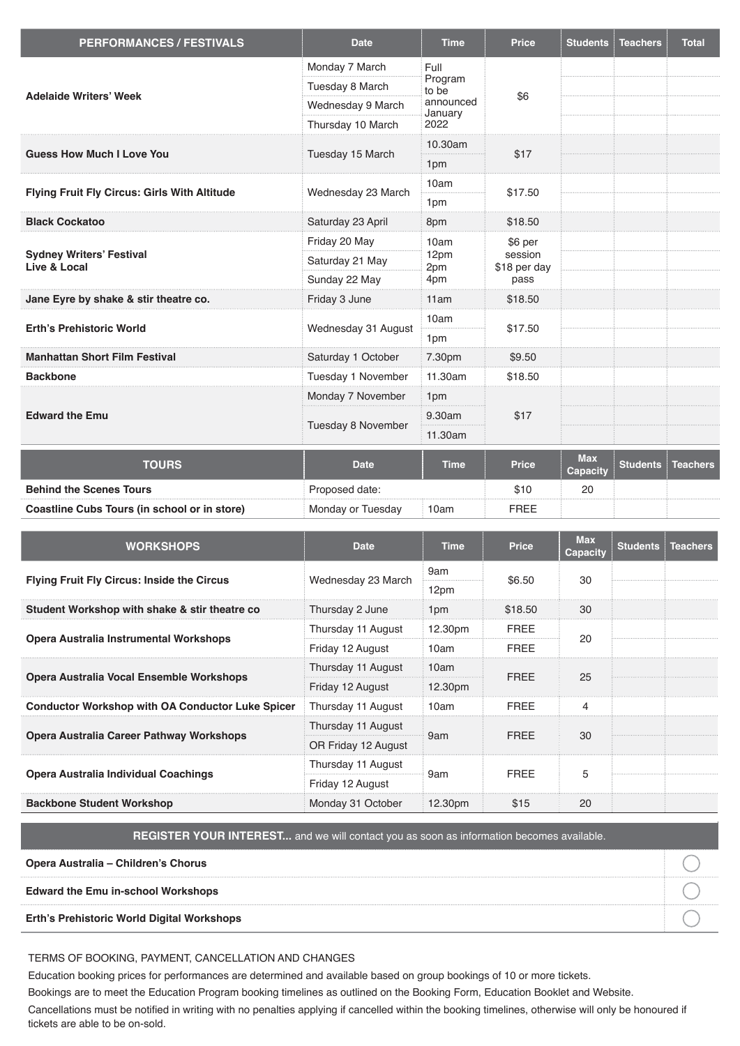| PERFORMANCES / FESTIVALS | Date | Time | Price | Students | Teachers | Total |
|---|---|---|---|---|---|---|
| Adelaide Writers' Week | Monday 7 March | Full Program to be announced January 2022 | $6 | | | |
| | Tuesday 8 March | | | | | |
| | Wednesday 9 March | | | | | |
| | Thursday 10 March | | | | | |
| Guess How Much I Love You | Tuesday 15 March | 10.30am | $17 | | | |
| | | 1pm | | | | |
| Flying Fruit Fly Circus: Girls With Altitude | Wednesday 23 March | 10am | $17.50 | | | |
| | | 1pm | | | | |
| Black Cockatoo | Saturday 23 April | 8pm | $18.50 | | | |
| Sydney Writers' Festival Live & Local | Friday 20 May | 10am 12pm 2pm 4pm | $6 per session $18 per day pass | | | |
| | Saturday 21 May | | | | | |
| | Sunday 22 May | | | | | |
| Jane Eyre by shake & stir theatre co. | Friday 3 June | 11am | $18.50 | | | |
| Erth's Prehistoric World | Wednesday 31 August | 10am | $17.50 | | | |
| | | 1pm | | | | |
| Manhattan Short Film Festival | Saturday 1 October | 7.30pm | $9.50 | | | |
| Backbone | Tuesday 1 November | 11.30am | $18.50 | | | |
| Edward the Emu | Monday 7 November | 1pm | $17 | | | |
| | Tuesday 8 November | 9.30am | | | | |
| | | 11.30am | | | | |

| TOURS | Date | Time | Price | Max Capacity | Students | Teachers |
|---|---|---|---|---|---|---|
| Behind the Scenes Tours | Proposed date: | | $10 | 20 | | |
| Coastline Cubs Tours (in school or in store) | Monday or Tuesday | 10am | FREE | | | |

| WORKSHOPS | Date | Time | Price | Max Capacity | Students | Teachers |
|---|---|---|---|---|---|---|
| Flying Fruit Fly Circus: Inside the Circus | Wednesday 23 March | 9am | $6.50 | 30 | | |
| | | 12pm | | | | |
| Student Workshop with shake & stir theatre co | Thursday 2 June | 1pm | $18.50 | 30 | | |
| Opera Australia Instrumental Workshops | Thursday 11 August | 12.30pm | FREE | 20 | | |
| | Friday 12 August | 10am | FREE | | | |
| Opera Australia Vocal Ensemble Workshops | Thursday 11 August | 10am | FREE | 25 | | |
| | Friday 12 August | 12.30pm | | | | |
| Conductor Workshop with OA Conductor Luke Spicer | Thursday 11 August | 10am | FREE | 4 | | |
| Opera Australia Career Pathway Workshops | Thursday 11 August | 9am | FREE | 30 | | |
| | OR Friday 12 August | | | | | |
| Opera Australia Individual Coachings | Thursday 11 August | 9am | FREE | 5 | | |
| | Friday 12 August | | | | | |
| Backbone Student Workshop | Monday 31 October | 12.30pm | $15 | 20 | | |

| **REGISTER YOUR INTEREST...** and we will contact you as soon as information becomes available. | |
|---|---|
| Opera Australia – Children's Chorus | ◯ |
| Edward the Emu in-school Workshops | ◯ |
| Erth's Prehistoric World Digital Workshops | ◯ |

TERMS OF BOOKING, PAYMENT, CANCELLATION AND CHANGES

Education booking prices for performances are determined and available based on group bookings of 10 or more tickets.

Bookings are to meet the Education Program booking timelines as outlined on the Booking Form, Education Booklet and Website.

Cancellations must be notified in writing with no penalties applying if cancelled within the booking timelines, otherwise will only be honoured if tickets are able to be on-sold.